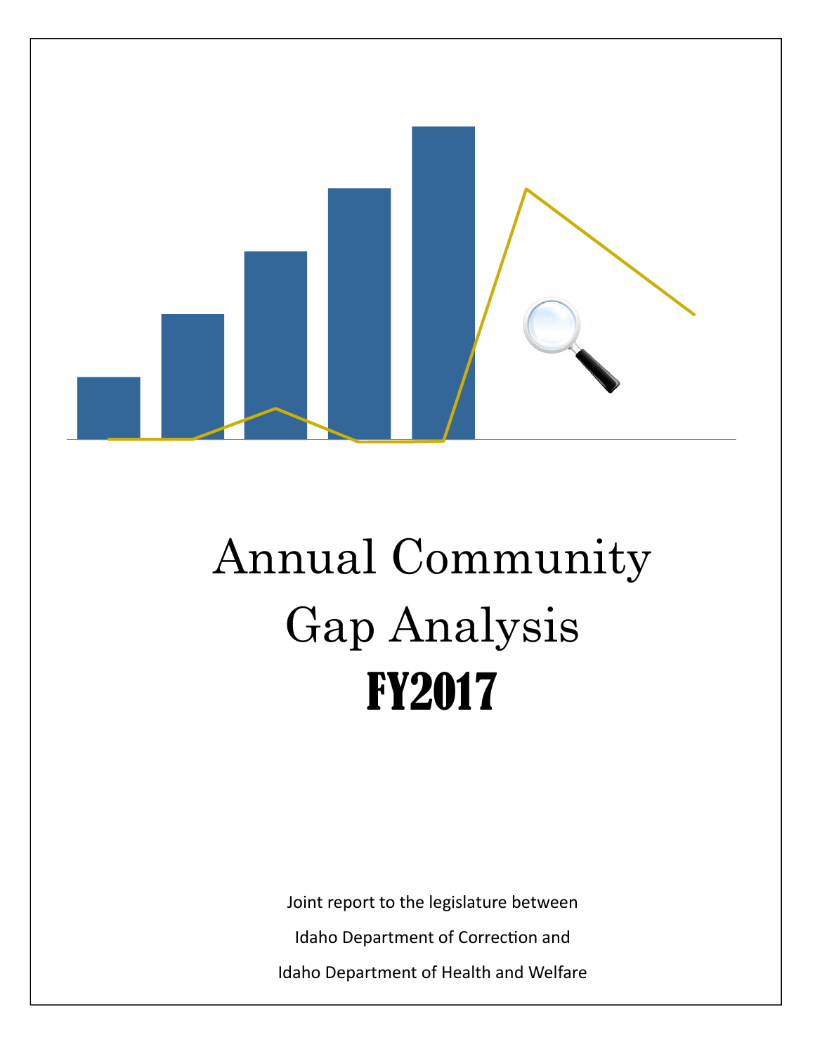# Annual Community Gap Analysis

# FY2017

Joint report to the legislature between

Idaho Department of Correction and

Idaho Department of Health and Welfare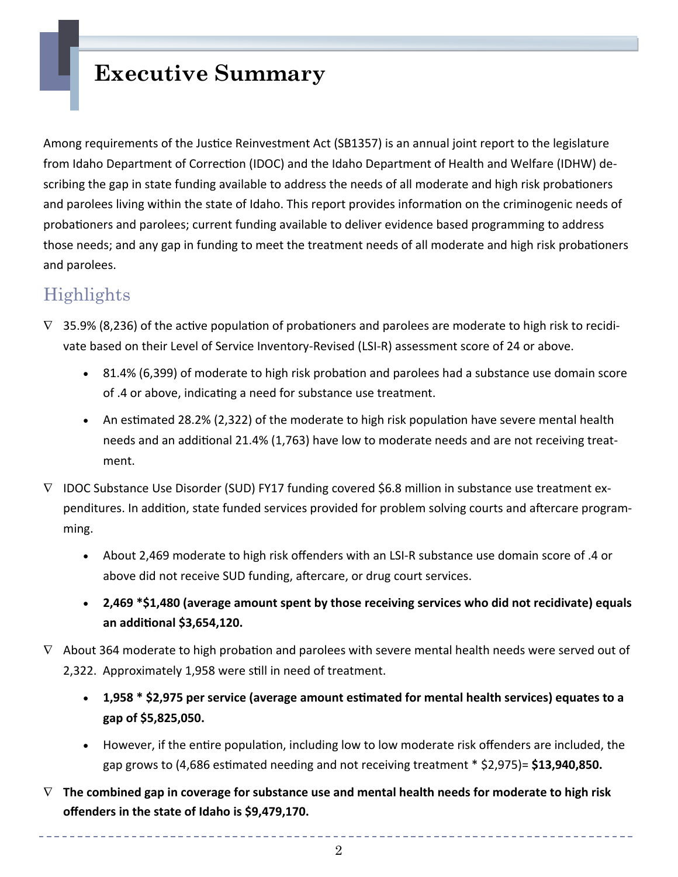# Executive Summary

Among requirements of the Justice Reinvestment Act (SB1357) is an annual joint report to the legislature from Idaho Department of Correction (IDOC) and the Idaho Department of Health and Welfare (IDHW) describing the gap in state funding available to address the needs of all moderate and high risk probationers and parolees living within the state of Idaho. This report provides information on the criminogenic needs of probationers and parolees; current funding available to deliver evidence based programming to address those needs; and any gap in funding to meet the treatment needs of all moderate and high risk probationers and parolees.

## Highlights

- 35.9% (8,236) of the active population of probationers and parolees are moderate to high risk to recidivate based on their Level of Service Inventory-Revised (LSI-R) assessment score of 24 or above.
  - 81.4% (6,399) of moderate to high risk probation and parolees had a substance use domain score of .4 or above, indicating a need for substance use treatment.
  - An estimated 28.2% (2,322) of the moderate to high risk population have severe mental health needs and an additional 21.4% (1,763) have low to moderate needs and are not receiving treatment.
- IDOC Substance Use Disorder (SUD) FY17 funding covered $6.8 million in substance use treatment expenditures. In addition, state funded services provided for problem solving courts and aftercare programming.
  - About 2,469 moderate to high risk offenders with an LSI-R substance use domain score of .4 or above did not receive SUD funding, aftercare, or drug court services.
  - **2,469 *$1,480 (average amount spent by those receiving services who did not recidivate) equals an additional $3,654,120.**
- About 364 moderate to high probation and parolees with severe mental health needs were served out of 2,322. Approximately 1,958 were still in need of treatment.
  - **1,958 * $2,975 per service (average amount estimated for mental health services) equates to a gap of $5,825,050.**
  - However, if the entire population, including low to low moderate risk offenders are included, the gap grows to (4,686 estimated needing and not receiving treatment * $2,975)= **$13,940,850.**
- **The combined gap in coverage for substance use and mental health needs for moderate to high risk offenders in the state of Idaho is $9,479,170.**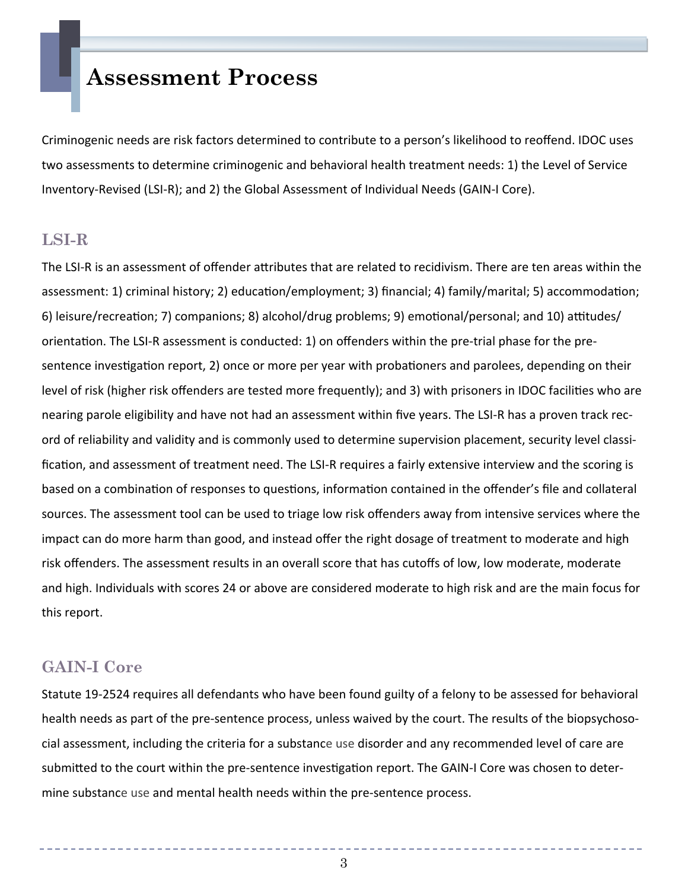# Assessment Process

Criminogenic needs are risk factors determined to contribute to a person's likelihood to reoffend. IDOC uses two assessments to determine criminogenic and behavioral health treatment needs: 1) the Level of Service Inventory-Revised (LSI-R); and 2) the Global Assessment of Individual Needs (GAIN-I Core).

## LSI-R

The LSI-R is an assessment of offender attributes that are related to recidivism. There are ten areas within the assessment: 1) criminal history; 2) education/employment; 3) financial; 4) family/marital; 5) accommodation; 6) leisure/recreation; 7) companions; 8) alcohol/drug problems; 9) emotional/personal; and 10) attitudes/orientation. The LSI-R assessment is conducted: 1) on offenders within the pre-trial phase for the pre-sentence investigation report, 2) once or more per year with probationers and parolees, depending on their level of risk (higher risk offenders are tested more frequently); and 3) with prisoners in IDOC facilities who are nearing parole eligibility and have not had an assessment within five years. The LSI-R has a proven track record of reliability and validity and is commonly used to determine supervision placement, security level classification, and assessment of treatment need. The LSI-R requires a fairly extensive interview and the scoring is based on a combination of responses to questions, information contained in the offender's file and collateral sources. The assessment tool can be used to triage low risk offenders away from intensive services where the impact can do more harm than good, and instead offer the right dosage of treatment to moderate and high risk offenders. The assessment results in an overall score that has cutoffs of low, low moderate, moderate and high. Individuals with scores 24 or above are considered moderate to high risk and are the main focus for this report.

## GAIN-I Core

Statute 19-2524 requires all defendants who have been found guilty of a felony to be assessed for behavioral health needs as part of the pre-sentence process, unless waived by the court. The results of the biopsychosocial assessment, including the criteria for a substance use disorder and any recommended level of care are submitted to the court within the pre-sentence investigation report. The GAIN-I Core was chosen to determine substance use and mental health needs within the pre-sentence process.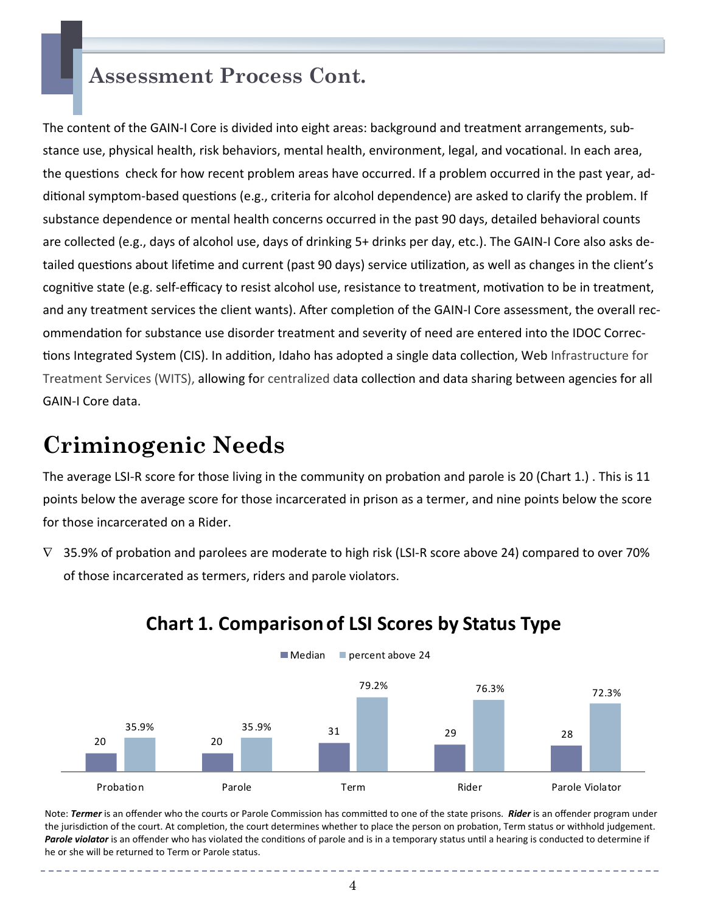## Assessment Process Cont.

The content of the GAIN-I Core is divided into eight areas: background and treatment arrangements, substance use, physical health, risk behaviors, mental health, environment, legal, and vocational. In each area, the questions check for how recent problem areas have occurred. If a problem occurred in the past year, additional symptom-based questions (e.g., criteria for alcohol dependence) are asked to clarify the problem. If substance dependence or mental health concerns occurred in the past 90 days, detailed behavioral counts are collected (e.g., days of alcohol use, days of drinking 5+ drinks per day, etc.). The GAIN-I Core also asks detailed questions about lifetime and current (past 90 days) service utilization, as well as changes in the client's cognitive state (e.g. self-efficacy to resist alcohol use, resistance to treatment, motivation to be in treatment, and any treatment services the client wants). After completion of the GAIN-I Core assessment, the overall recommendation for substance use disorder treatment and severity of need are entered into the IDOC Corrections Integrated System (CIS). In addition, Idaho has adopted a single data collection, Web Infrastructure for Treatment Services (WITS), allowing for centralized data collection and data sharing between agencies for all GAIN-I Core data.

# Criminogenic Needs

The average LSI-R score for those living in the community on probation and parole is 20 (Chart 1.) . This is 11 points below the average score for those incarcerated in prison as a termer, and nine points below the score for those incarcerated on a Rider.

- 35.9% of probation and parolees are moderate to high risk (LSI-R score above 24) compared to over 70% of those incarcerated as termers, riders and parole violators.

**Chart 1. Comparison of LSI Scores by Status Type**

| | Median | percent above 24 |
|---|---|---|
| Probation | 20 | 35.9% |
| Parole | 20 | 35.9% |
| Term | 31 | 79.2% |
| Rider | 29 | 76.3% |
| Parole Violator | 28 | 72.3% |

Note: ***Termer*** is an offender who the courts or Parole Commission has committed to one of the state prisons. ***Rider*** is an offender program under the jurisdiction of the court. At completion, the court determines whether to place the person on probation, Term status or withhold judgement. ***Parole violator*** is an offender who has violated the conditions of parole and is in a temporary status until a hearing is conducted to determine if he or she will be returned to Term or Parole status.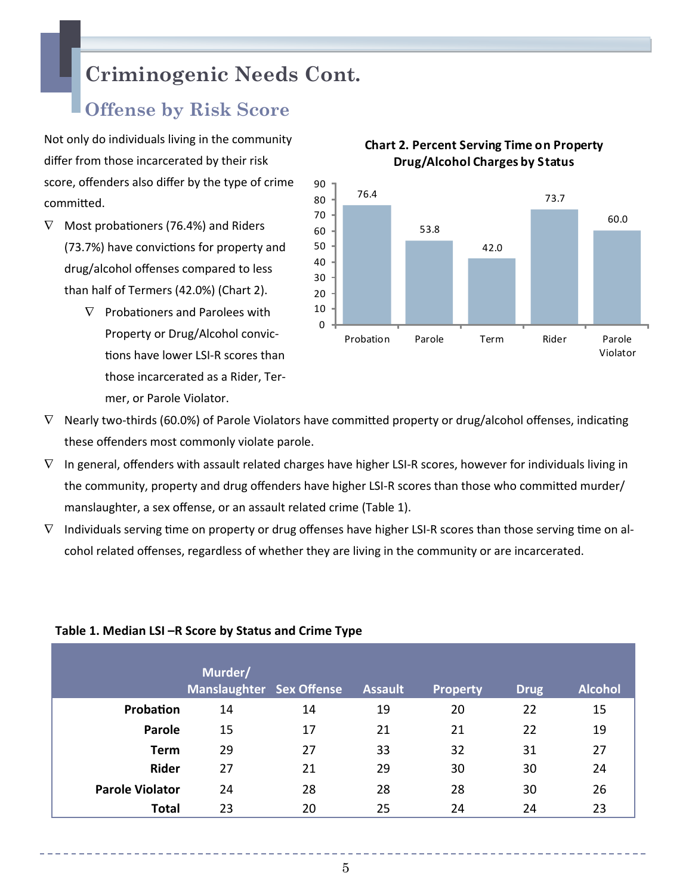# Criminogenic Needs Cont.

## Offense by Risk Score

Not only do individuals living in the community differ from those incarcerated by their risk score, offenders also differ by the type of crime committed.

- Most probationers (76.4%) and Riders (73.7%) have convictions for property and drug/alcohol offenses compared to less than half of Termers (42.0%) (Chart 2).
    - Probationers and Parolees with Property or Drug/Alcohol convictions have lower LSI-R scores than those incarcerated as a Rider, Termer, or Parole Violator.

**Chart 2. Percent Serving Time on Property Drug/Alcohol Charges by Status**

| Status | Percent |
|---|---|
| Probation | 76.4 |
| Parole | 53.8 |
| Term | 42.0 |
| Rider | 73.7 |
| Parole Violator | 60.0 |

- Nearly two-thirds (60.0%) of Parole Violators have committed property or drug/alcohol offenses, indicating these offenders most commonly violate parole.
- In general, offenders with assault related charges have higher LSI-R scores, however for individuals living in the community, property and drug offenders have higher LSI-R scores than those who committed murder/manslaughter, a sex offense, or an assault related crime (Table 1).
- Individuals serving time on property or drug offenses have higher LSI-R scores than those serving time on alcohol related offenses, regardless of whether they are living in the community or are incarcerated.

**Table 1. Median LSI –R Score by Status and Crime Type**

| | Murder/ Manslaughter | Sex Offense | Assault | Property | Drug | Alcohol |
|---|---|---|---|---|---|---|
| **Probation** | 14 | 14 | 19 | 20 | 22 | 15 |
| **Parole** | 15 | 17 | 21 | 21 | 22 | 19 |
| **Term** | 29 | 27 | 33 | 32 | 31 | 27 |
| **Rider** | 27 | 21 | 29 | 30 | 30 | 24 |
| **Parole Violator** | 24 | 28 | 28 | 28 | 30 | 26 |
| **Total** | 23 | 20 | 25 | 24 | 24 | 23 |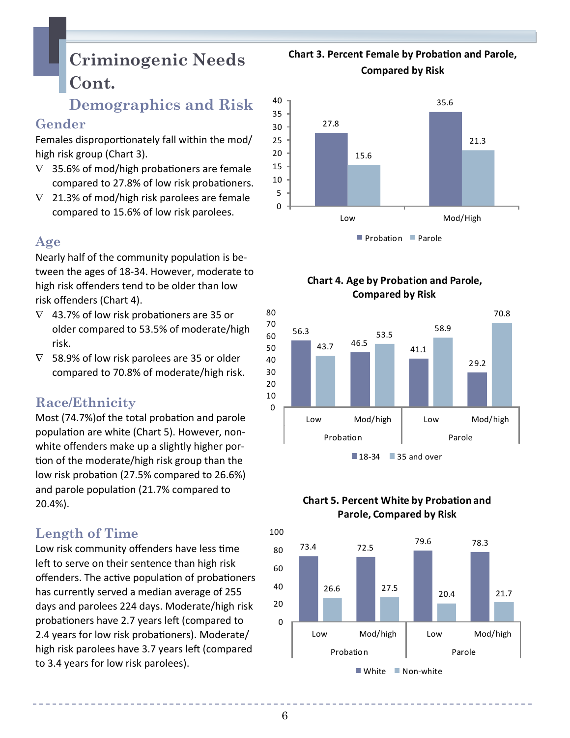# Criminogenic Needs Cont.

## Demographics and Risk

### Gender

Females disproportionately fall within the mod/high risk group (Chart 3).

- 35.6% of mod/high probationers are female compared to 27.8% of low risk probationers.
- 21.3% of mod/high risk parolees are female compared to 15.6% of low risk parolees.

### Age

Nearly half of the community population is between the ages of 18-34. However, moderate to high risk offenders tend to be older than low risk offenders (Chart 4).

- 43.7% of low risk probationers are 35 or older compared to 53.5% of moderate/high risk.
- 58.9% of low risk parolees are 35 or older compared to 70.8% of moderate/high risk.

### Race/Ethnicity

Most (74.7%)of the total probation and parole population are white (Chart 5). However, non-white offenders make up a slightly higher portion of the moderate/high risk group than the low risk probation (27.5% compared to 26.6%) and parole population (21.7% compared to 20.4%).

### Length of Time

Low risk community offenders have less time left to serve on their sentence than high risk offenders. The active population of probationers has currently served a median average of 255 days and parolees 224 days. Moderate/high risk probationers have 2.7 years left (compared to 2.4 years for low risk probationers). Moderate/high risk parolees have 3.7 years left (compared to 3.4 years for low risk parolees).

**Chart 3. Percent Female by Probation and Parole, Compared by Risk**

| | Probation | Parole |
|---|---|---|
| Low | 27.8 | 15.6 |
| Mod/High | 35.6 | 21.3 |

**Chart 4. Age by Probation and Parole, Compared by Risk**

| | | 18-34 | 35 and over |
|---|---|---|---|
| Probation | Low | 56.3 | 43.7 |
| | Mod/high | 46.5 | 53.5 |
| Parole | Low | 41.1 | 58.9 |
| | Mod/high | 29.2 | 70.8 |

**Chart 5. Percent White by Probation and Parole, Compared by Risk**

| | | White | Non-white |
|---|---|---|---|
| Probation | Low | 73.4 | 26.6 |
| | Mod/high | 72.5 | 27.5 |
| Parole | Low | 79.6 | 20.4 |
| | Mod/high | 78.3 | 21.7 |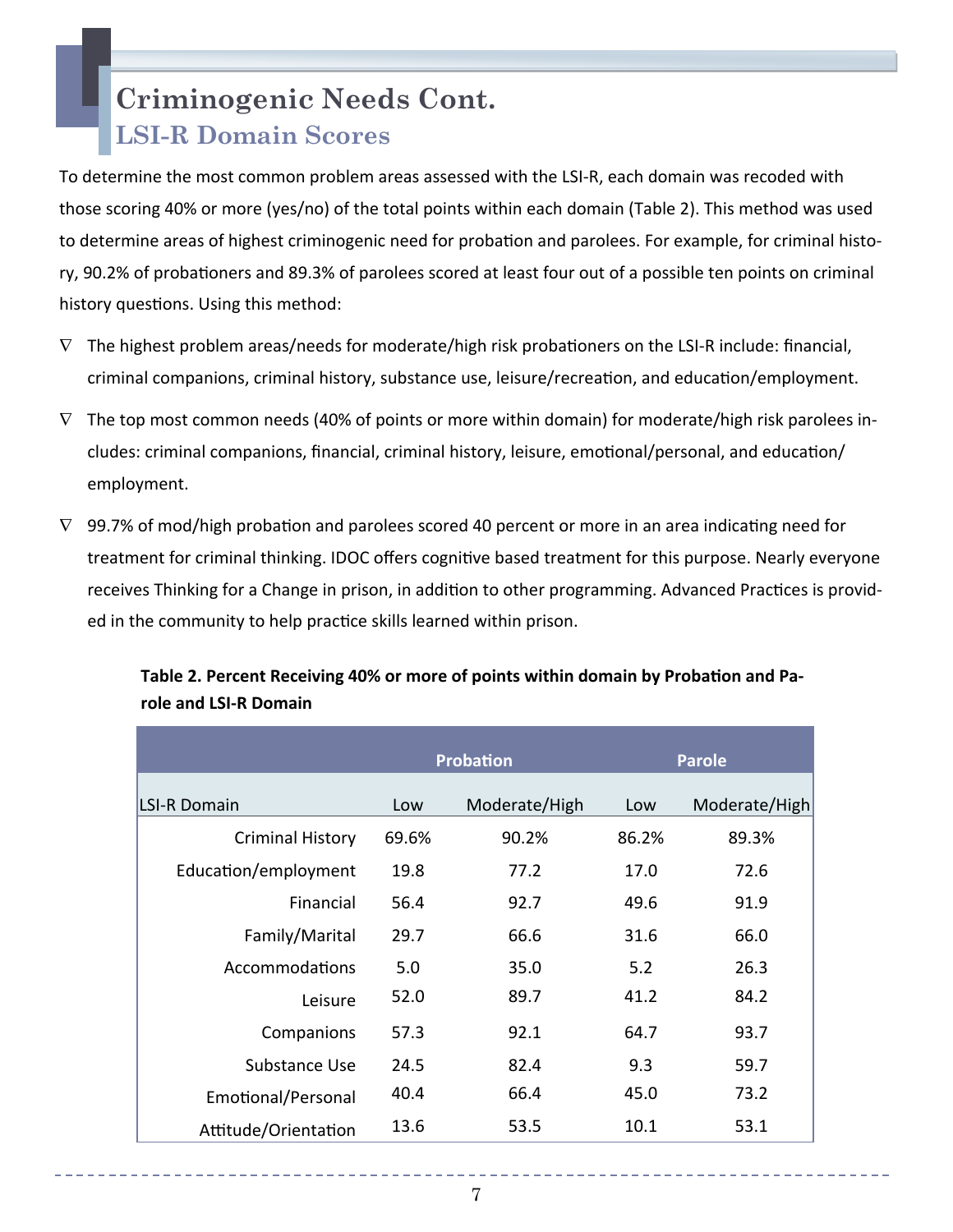# Criminogenic Needs Cont.

## LSI-R Domain Scores

To determine the most common problem areas assessed with the LSI-R, each domain was recoded with those scoring 40% or more (yes/no) of the total points within each domain (Table 2). This method was used to determine areas of highest criminogenic need for probation and parolees. For example, for criminal history, 90.2% of probationers and 89.3% of parolees scored at least four out of a possible ten points on criminal history questions. Using this method:

- The highest problem areas/needs for moderate/high risk probationers on the LSI-R include: financial, criminal companions, criminal history, substance use, leisure/recreation, and education/employment.
- The top most common needs (40% of points or more within domain) for moderate/high risk parolees includes: criminal companions, financial, criminal history, leisure, emotional/personal, and education/employment.
- 99.7% of mod/high probation and parolees scored 40 percent or more in an area indicating need for treatment for criminal thinking. IDOC offers cognitive based treatment for this purpose. Nearly everyone receives Thinking for a Change in prison, in addition to other programming. Advanced Practices is provided in the community to help practice skills learned within prison.

**Table 2. Percent Receiving 40% or more of points within domain by Probation and Parole and LSI-R Domain**

| | Probation | | Parole | |
|---|---|---|---|---|
| LSI-R Domain | Low | Moderate/High | Low | Moderate/High |
| Criminal History | 69.6% | 90.2% | 86.2% | 89.3% |
| Education/employment | 19.8 | 77.2 | 17.0 | 72.6 |
| Financial | 56.4 | 92.7 | 49.6 | 91.9 |
| Family/Marital | 29.7 | 66.6 | 31.6 | 66.0 |
| Accommodations | 5.0 | 35.0 | 5.2 | 26.3 |
| Leisure | 52.0 | 89.7 | 41.2 | 84.2 |
| Companions | 57.3 | 92.1 | 64.7 | 93.7 |
| Substance Use | 24.5 | 82.4 | 9.3 | 59.7 |
| Emotional/Personal | 40.4 | 66.4 | 45.0 | 73.2 |
| Attitude/Orientation | 13.6 | 53.5 | 10.1 | 53.1 |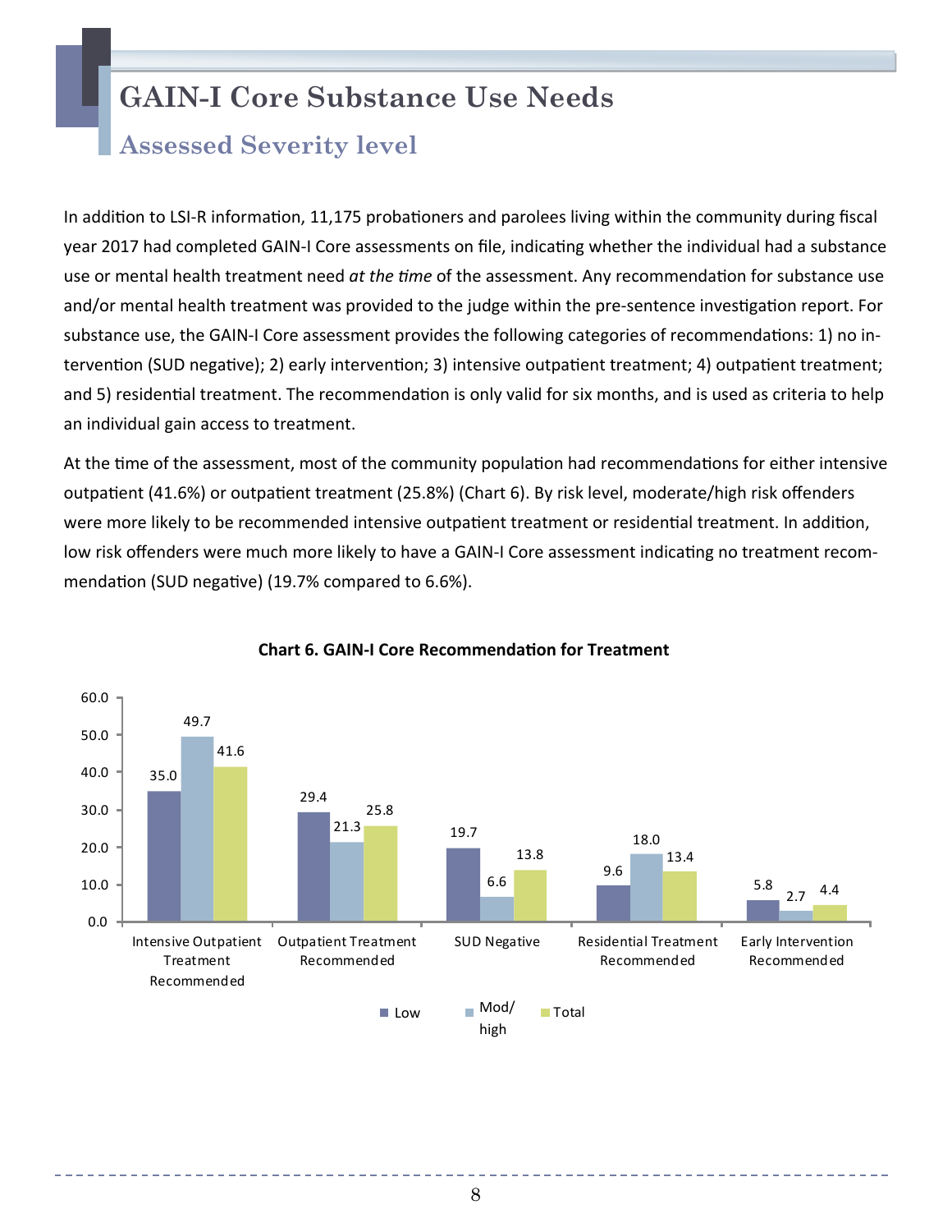# GAIN-I Core Substance Use Needs

## Assessed Severity level

In addition to LSI-R information, 11,175 probationers and parolees living within the community during fiscal year 2017 had completed GAIN-I Core assessments on file, indicating whether the individual had a substance use or mental health treatment need *at the time* of the assessment. Any recommendation for substance use and/or mental health treatment was provided to the judge within the pre-sentence investigation report. For substance use, the GAIN-I Core assessment provides the following categories of recommendations: 1) no intervention (SUD negative); 2) early intervention; 3) intensive outpatient treatment; 4) outpatient treatment; and 5) residential treatment. The recommendation is only valid for six months, and is used as criteria to help an individual gain access to treatment.

At the time of the assessment, most of the community population had recommendations for either intensive outpatient (41.6%) or outpatient treatment (25.8%) (Chart 6). By risk level, moderate/high risk offenders were more likely to be recommended intensive outpatient treatment or residential treatment. In addition, low risk offenders were much more likely to have a GAIN-I Core assessment indicating no treatment recommendation (SUD negative) (19.7% compared to 6.6%).

**Chart 6. GAIN-I Core Recommendation for Treatment**

| | Low | Mod/high | Total |
|---|---|---|---|
| Intensive Outpatient Treatment Recommended | 35.0 | 49.7 | 41.6 |
| Outpatient Treatment Recommended | 29.4 | 21.3 | 25.8 |
| SUD Negative | 19.7 | 6.6 | 13.8 |
| Residential Treatment Recommended | 9.6 | 18.0 | 13.4 |
| Early Intervention Recommended | 5.8 | 2.7 | 4.4 |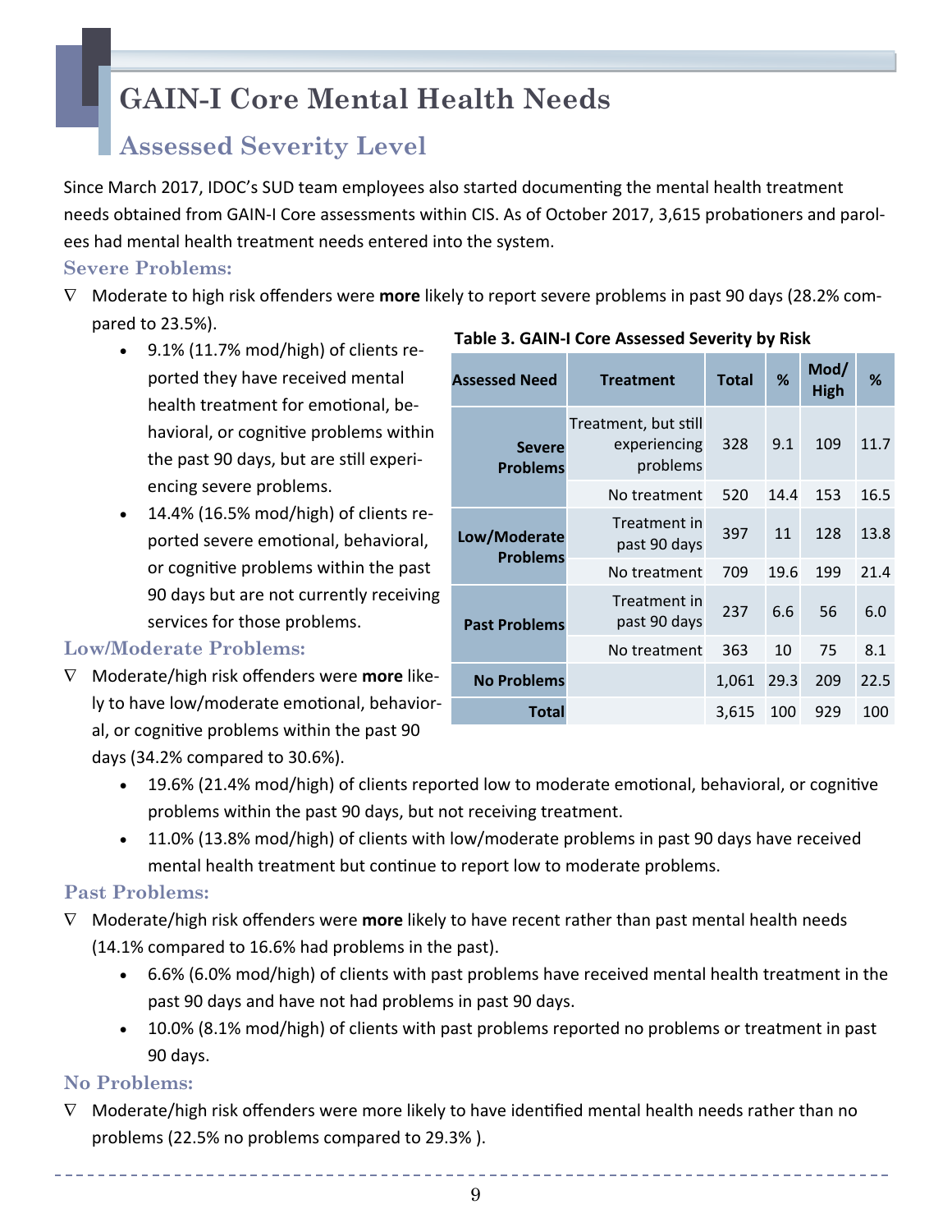# GAIN-I Core Mental Health Needs

## Assessed Severity Level

Since March 2017, IDOC's SUD team employees also started documenting the mental health treatment needs obtained from GAIN-I Core assessments within CIS. As of October 2017, 3,615 probationers and parolees had mental health treatment needs entered into the system.

### Severe Problems:

- Moderate to high risk offenders were **more** likely to report severe problems in past 90 days (28.2% compared to 23.5%).
  - 9.1% (11.7% mod/high) of clients reported they have received mental health treatment for emotional, behavioral, or cognitive problems within the past 90 days, but are still experiencing severe problems.
  - 14.4% (16.5% mod/high) of clients reported severe emotional, behavioral, or cognitive problems within the past 90 days but are not currently receiving services for those problems.

**Table 3. GAIN-I Core Assessed Severity by Risk**

| Assessed Need | Treatment | Total | % | Mod/High | % |
|---|---|---|---|---|---|
| Severe Problems | Treatment, but still experiencing problems | 328 | 9.1 | 109 | 11.7 |
| | No treatment | 520 | 14.4 | 153 | 16.5 |
| Low/Moderate Problems | Treatment in past 90 days | 397 | 11 | 128 | 13.8 |
| | No treatment | 709 | 19.6 | 199 | 21.4 |
| Past Problems | Treatment in past 90 days | 237 | 6.6 | 56 | 6.0 |
| | No treatment | 363 | 10 | 75 | 8.1 |
| No Problems | | 1,061 | 29.3 | 209 | 22.5 |
| Total | | 3,615 | 100 | 929 | 100 |

### Low/Moderate Problems:

- Moderate/high risk offenders were **more** likely to have low/moderate emotional, behavioral, or cognitive problems within the past 90 days (34.2% compared to 30.6%).
  - 19.6% (21.4% mod/high) of clients reported low to moderate emotional, behavioral, or cognitive problems within the past 90 days, but not receiving treatment.
  - 11.0% (13.8% mod/high) of clients with low/moderate problems in past 90 days have received mental health treatment but continue to report low to moderate problems.

### Past Problems:

- Moderate/high risk offenders were **more** likely to have recent rather than past mental health needs (14.1% compared to 16.6% had problems in the past).
  - 6.6% (6.0% mod/high) of clients with past problems have received mental health treatment in the past 90 days and have not had problems in past 90 days.
  - 10.0% (8.1% mod/high) of clients with past problems reported no problems or treatment in past 90 days.

### No Problems:

- Moderate/high risk offenders were more likely to have identified mental health needs rather than no problems (22.5% no problems compared to 29.3% ).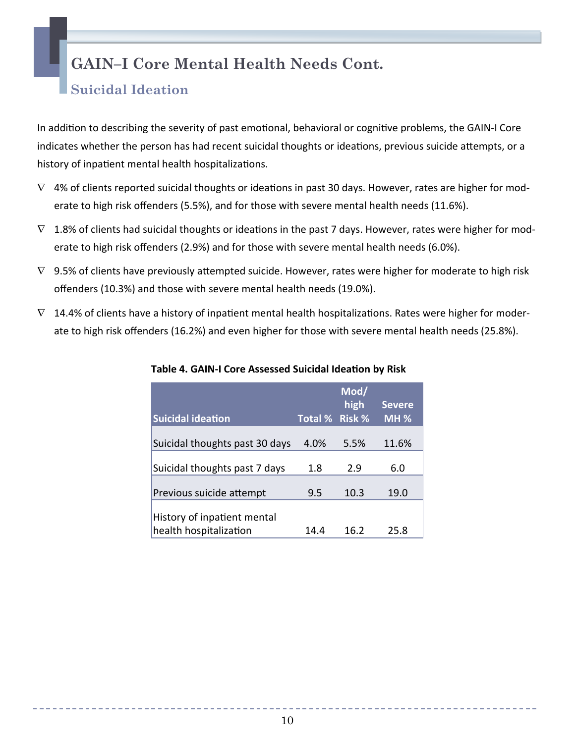## GAIN–I Core Mental Health Needs Cont.

### Suicidal Ideation

In addition to describing the severity of past emotional, behavioral or cognitive problems, the GAIN-I Core indicates whether the person has had recent suicidal thoughts or ideations, previous suicide attempts, or a history of inpatient mental health hospitalizations.

- 4% of clients reported suicidal thoughts or ideations in past 30 days. However, rates are higher for moderate to high risk offenders (5.5%), and for those with severe mental health needs (11.6%).
- 1.8% of clients had suicidal thoughts or ideations in the past 7 days. However, rates were higher for moderate to high risk offenders (2.9%) and for those with severe mental health needs (6.0%).
- 9.5% of clients have previously attempted suicide. However, rates were higher for moderate to high risk offenders (10.3%) and those with severe mental health needs (19.0%).
- 14.4% of clients have a history of inpatient mental health hospitalizations. Rates were higher for moderate to high risk offenders (16.2%) and even higher for those with severe mental health needs (25.8%).

**Table 4. GAIN-I Core Assessed Suicidal Ideation by Risk**

| Suicidal ideation | Total % | Mod/ high Risk % | Severe MH % |
|---|---|---|---|
| Suicidal thoughts past 30 days | 4.0% | 5.5% | 11.6% |
| Suicidal thoughts past 7 days | 1.8 | 2.9 | 6.0 |
| Previous suicide attempt | 9.5 | 10.3 | 19.0 |
| History of inpatient mental health hospitalization | 14.4 | 16.2 | 25.8 |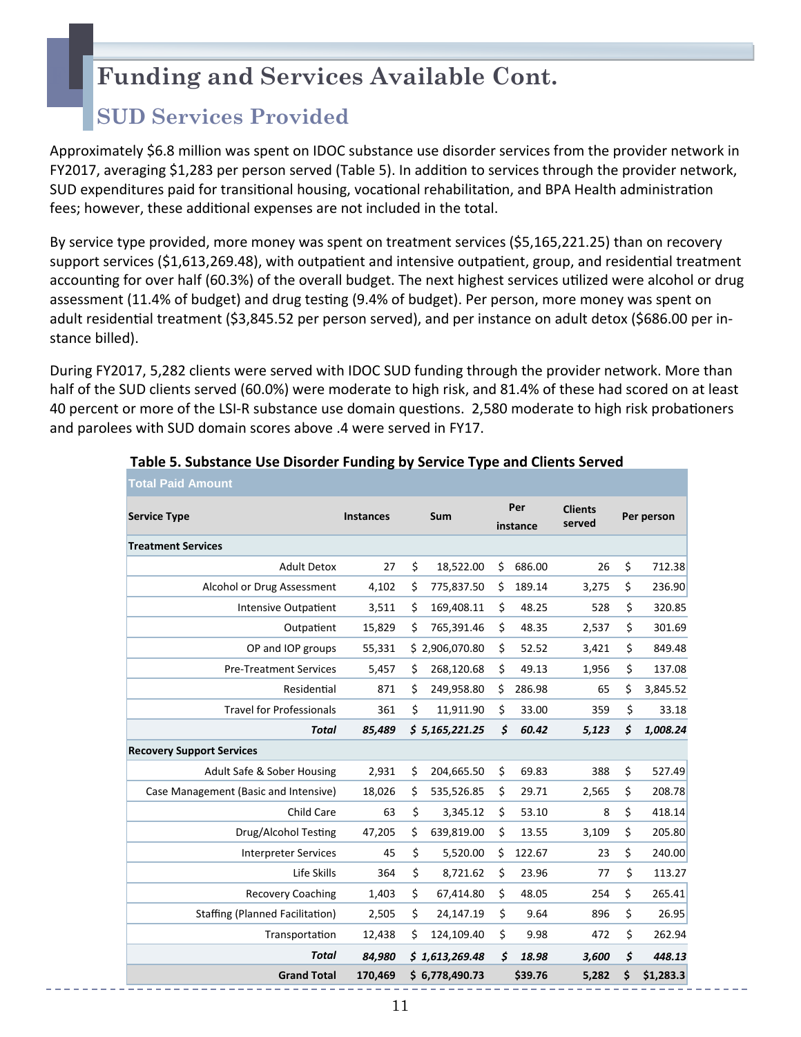# Funding and Services Available Cont.

## SUD Services Provided

Approximately $6.8 million was spent on IDOC substance use disorder services from the provider network in FY2017, averaging $1,283 per person served (Table 5). In addition to services through the provider network, SUD expenditures paid for transitional housing, vocational rehabilitation, and BPA Health administration fees; however, these additional expenses are not included in the total.

By service type provided, more money was spent on treatment services ($5,165,221.25) than on recovery support services ($1,613,269.48), with outpatient and intensive outpatient, group, and residential treatment accounting for over half (60.3%) of the overall budget. The next highest services utilized were alcohol or drug assessment (11.4% of budget) and drug testing (9.4% of budget). Per person, more money was spent on adult residential treatment ($3,845.52 per person served), and per instance on adult detox ($686.00 per instance billed).

During FY2017, 5,282 clients were served with IDOC SUD funding through the provider network. More than half of the SUD clients served (60.0%) were moderate to high risk, and 81.4% of these had scored on at least 40 percent or more of the LSI-R substance use domain questions. 2,580 moderate to high risk probationers and parolees with SUD domain scores above .4 were served in FY17.

**Table 5. Substance Use Disorder Funding by Service Type and Clients Served**

| Total Paid Amount | | | | | |
|---|---|---|---|---|---|
| **Service Type** | **Instances** | **Sum** | **Per instance** | **Clients served** | **Per person** |
| **Treatment Services** | | | | | |
| Adult Detox | 27 | $ 18,522.00 | $ 686.00 | 26 | $ 712.38 |
| Alcohol or Drug Assessment | 4,102 | $ 775,837.50 | $ 189.14 | 3,275 | $ 236.90 |
| Intensive Outpatient | 3,511 | $ 169,408.11 | $ 48.25 | 528 | $ 320.85 |
| Outpatient | 15,829 | $ 765,391.46 | $ 48.35 | 2,537 | $ 301.69 |
| OP and IOP groups | 55,331 | $ 2,906,070.80 | $ 52.52 | 3,421 | $ 849.48 |
| Pre-Treatment Services | 5,457 | $ 268,120.68 | $ 49.13 | 1,956 | $ 137.08 |
| Residential | 871 | $ 249,958.80 | $ 286.98 | 65 | $ 3,845.52 |
| Travel for Professionals | 361 | $ 11,911.90 | $ 33.00 | 359 | $ 33.18 |
| ***Total*** | ***85,489*** | ***$ 5,165,221.25*** | ***$ 60.42*** | ***5,123*** | ***$ 1,008.24*** |
| **Recovery Support Services** | | | | | |
| Adult Safe & Sober Housing | 2,931 | $ 204,665.50 | $ 69.83 | 388 | $ 527.49 |
| Case Management (Basic and Intensive) | 18,026 | $ 535,526.85 | $ 29.71 | 2,565 | $ 208.78 |
| Child Care | 63 | $ 3,345.12 | $ 53.10 | 8 | $ 418.14 |
| Drug/Alcohol Testing | 47,205 | $ 639,819.00 | $ 13.55 | 3,109 | $ 205.80 |
| Interpreter Services | 45 | $ 5,520.00 | $ 122.67 | 23 | $ 240.00 |
| Life Skills | 364 | $ 8,721.62 | $ 23.96 | 77 | $ 113.27 |
| Recovery Coaching | 1,403 | $ 67,414.80 | $ 48.05 | 254 | $ 265.41 |
| Staffing (Planned Facilitation) | 2,505 | $ 24,147.19 | $ 9.64 | 896 | $ 26.95 |
| Transportation | 12,438 | $ 124,109.40 | $ 9.98 | 472 | $ 262.94 |
| ***Total*** | ***84,980*** | ***$ 1,613,269.48*** | ***$ 18.98*** | ***3,600*** | ***$ 448.13*** |
| **Grand Total** | **170,469** | **$ 6,778,490.73** | **$39.76** | **5,282** | **$ $1,283.3** |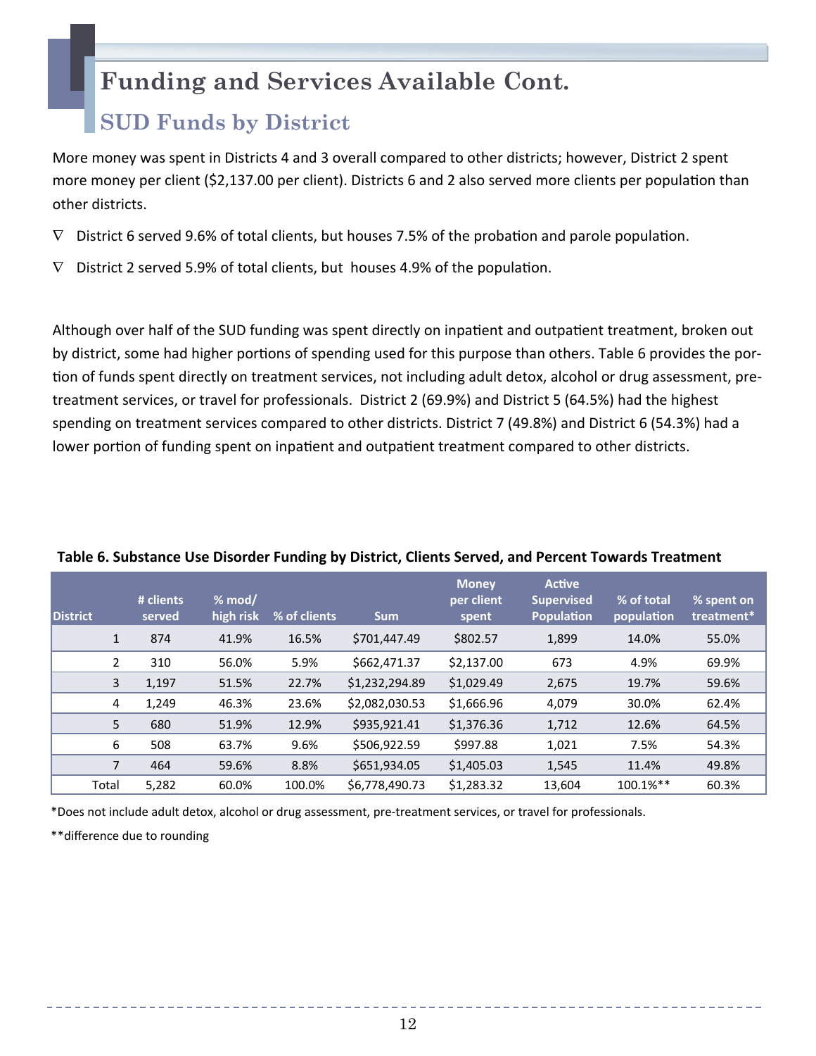# Funding and Services Available Cont.

## SUD Funds by District

More money was spent in Districts 4 and 3 overall compared to other districts; however, District 2 spent more money per client ($2,137.00 per client). Districts 6 and 2 also served more clients per population than other districts.

- District 6 served 9.6% of total clients, but houses 7.5% of the probation and parole population.
- District 2 served 5.9% of total clients, but houses 4.9% of the population.

Although over half of the SUD funding was spent directly on inpatient and outpatient treatment, broken out by district, some had higher portions of spending used for this purpose than others. Table 6 provides the portion of funds spent directly on treatment services, not including adult detox, alcohol or drug assessment, pre-treatment services, or travel for professionals. District 2 (69.9%) and District 5 (64.5%) had the highest spending on treatment services compared to other districts. District 7 (49.8%) and District 6 (54.3%) had a lower portion of funding spent on inpatient and outpatient treatment compared to other districts.

**Table 6. Substance Use Disorder Funding by District, Clients Served, and Percent Towards Treatment**

| District | # clients served | % mod/ high risk | % of clients | Sum | Money per client spent | Active Supervised Population | % of total population | % spent on treatment* |
|---|---|---|---|---|---|---|---|---|
| 1 | 874 | 41.9% | 16.5% | $701,447.49 | $802.57 | 1,899 | 14.0% | 55.0% |
| 2 | 310 | 56.0% | 5.9% | $662,471.37 | $2,137.00 | 673 | 4.9% | 69.9% |
| 3 | 1,197 | 51.5% | 22.7% | $1,232,294.89 | $1,029.49 | 2,675 | 19.7% | 59.6% |
| 4 | 1,249 | 46.3% | 23.6% | $2,082,030.53 | $1,666.96 | 4,079 | 30.0% | 62.4% |
| 5 | 680 | 51.9% | 12.9% | $935,921.41 | $1,376.36 | 1,712 | 12.6% | 64.5% |
| 6 | 508 | 63.7% | 9.6% | $506,922.59 | $997.88 | 1,021 | 7.5% | 54.3% |
| 7 | 464 | 59.6% | 8.8% | $651,934.05 | $1,405.03 | 1,545 | 11.4% | 49.8% |
| Total | 5,282 | 60.0% | 100.0% | $6,778,490.73 | $1,283.32 | 13,604 | 100.1%** | 60.3% |

*Does not include adult detox, alcohol or drug assessment, pre-treatment services, or travel for professionals.

**difference due to rounding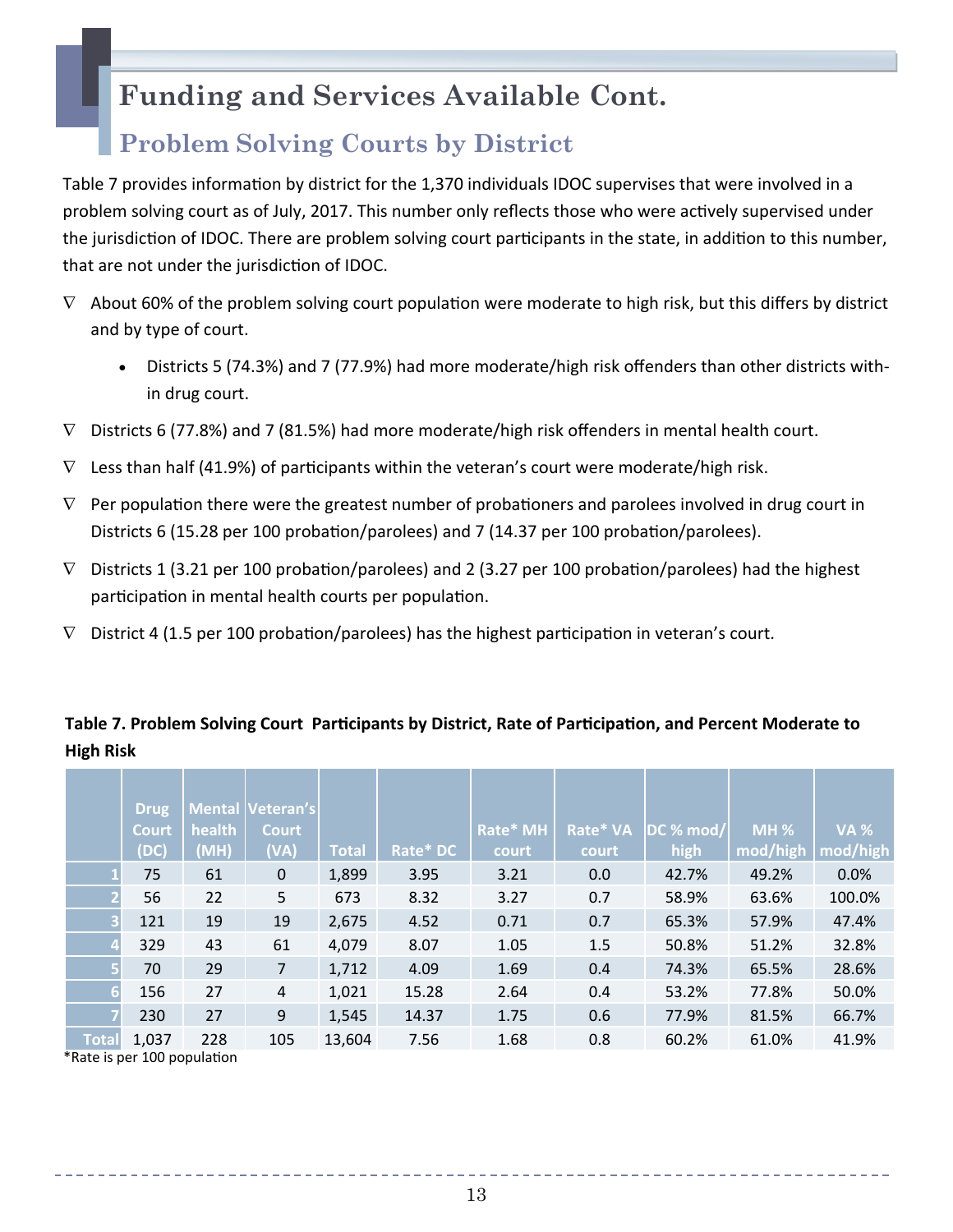# Funding and Services Available Cont.

## Problem Solving Courts by District

Table 7 provides information by district for the 1,370 individuals IDOC supervises that were involved in a problem solving court as of July, 2017. This number only reflects those who were actively supervised under the jurisdiction of IDOC. There are problem solving court participants in the state, in addition to this number, that are not under the jurisdiction of IDOC.

- About 60% of the problem solving court population were moderate to high risk, but this differs by district and by type of court.
  - Districts 5 (74.3%) and 7 (77.9%) had more moderate/high risk offenders than other districts within drug court.
- Districts 6 (77.8%) and 7 (81.5%) had more moderate/high risk offenders in mental health court.
- Less than half (41.9%) of participants within the veteran's court were moderate/high risk.
- Per population there were the greatest number of probationers and parolees involved in drug court in Districts 6 (15.28 per 100 probation/parolees) and 7 (14.37 per 100 probation/parolees).
- Districts 1 (3.21 per 100 probation/parolees) and 2 (3.27 per 100 probation/parolees) had the highest participation in mental health courts per population.
- District 4 (1.5 per 100 probation/parolees) has the highest participation in veteran's court.

**Table 7. Problem Solving Court Participants by District, Rate of Participation, and Percent Moderate to High Risk**

| | Drug Court (DC) | Mental health (MH) | Veteran's Court (VA) | Total | Rate* DC | Rate* MH court | Rate* VA court | DC % mod/high | MH % mod/high | VA % mod/high |
|---|---|---|---|---|---|---|---|---|---|---|
| 1 | 75 | 61 | 0 | 1,899 | 3.95 | 3.21 | 0.0 | 42.7% | 49.2% | 0.0% |
| 2 | 56 | 22 | 5 | 673 | 8.32 | 3.27 | 0.7 | 58.9% | 63.6% | 100.0% |
| 3 | 121 | 19 | 19 | 2,675 | 4.52 | 0.71 | 0.7 | 65.3% | 57.9% | 47.4% |
| 4 | 329 | 43 | 61 | 4,079 | 8.07 | 1.05 | 1.5 | 50.8% | 51.2% | 32.8% |
| 5 | 70 | 29 | 7 | 1,712 | 4.09 | 1.69 | 0.4 | 74.3% | 65.5% | 28.6% |
| 6 | 156 | 27 | 4 | 1,021 | 15.28 | 2.64 | 0.4 | 53.2% | 77.8% | 50.0% |
| 7 | 230 | 27 | 9 | 1,545 | 14.37 | 1.75 | 0.6 | 77.9% | 81.5% | 66.7% |
| Total | 1,037 | 228 | 105 | 13,604 | 7.56 | 1.68 | 0.8 | 60.2% | 61.0% | 41.9% |

*Rate is per 100 population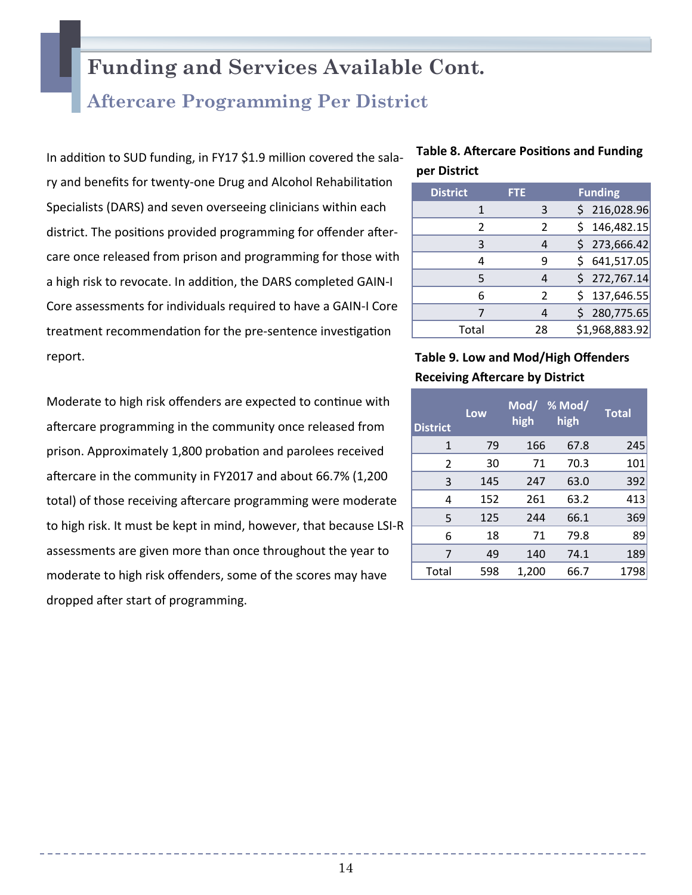# Funding and Services Available Cont.

## Aftercare Programming Per District

In addition to SUD funding, in FY17 $1.9 million covered the salary and benefits for twenty-one Drug and Alcohol Rehabilitation Specialists (DARS) and seven overseeing clinicians within each district. The positions provided programming for offender aftercare once released from prison and programming for those with a high risk to revocate. In addition, the DARS completed GAIN-I Core assessments for individuals required to have a GAIN-I Core treatment recommendation for the pre-sentence investigation report.

Moderate to high risk offenders are expected to continue with aftercare programming in the community once released from prison. Approximately 1,800 probation and parolees received aftercare in the community in FY2017 and about 66.7% (1,200 total) of those receiving aftercare programming were moderate to high risk. It must be kept in mind, however, that because LSI-R assessments are given more than once throughout the year to moderate to high risk offenders, some of the scores may have dropped after start of programming.

**Table 8. Aftercare Positions and Funding per District**

| District | FTE | Funding |
|---|---|---|
| 1 | 3 | $ 216,028.96 |
| 2 | 2 | $ 146,482.15 |
| 3 | 4 | $ 273,666.42 |
| 4 | 9 | $ 641,517.05 |
| 5 | 4 | $ 272,767.14 |
| 6 | 2 | $ 137,646.55 |
| 7 | 4 | $ 280,775.65 |
| Total | 28 | $1,968,883.92 |

**Table 9. Low and Mod/High Offenders Receiving Aftercare by District**

| District | Low | Mod/high | % Mod/high | Total |
|---|---|---|---|---|
| 1 | 79 | 166 | 67.8 | 245 |
| 2 | 30 | 71 | 70.3 | 101 |
| 3 | 145 | 247 | 63.0 | 392 |
| 4 | 152 | 261 | 63.2 | 413 |
| 5 | 125 | 244 | 66.1 | 369 |
| 6 | 18 | 71 | 79.8 | 89 |
| 7 | 49 | 140 | 74.1 | 189 |
| Total | 598 | 1,200 | 66.7 | 1798 |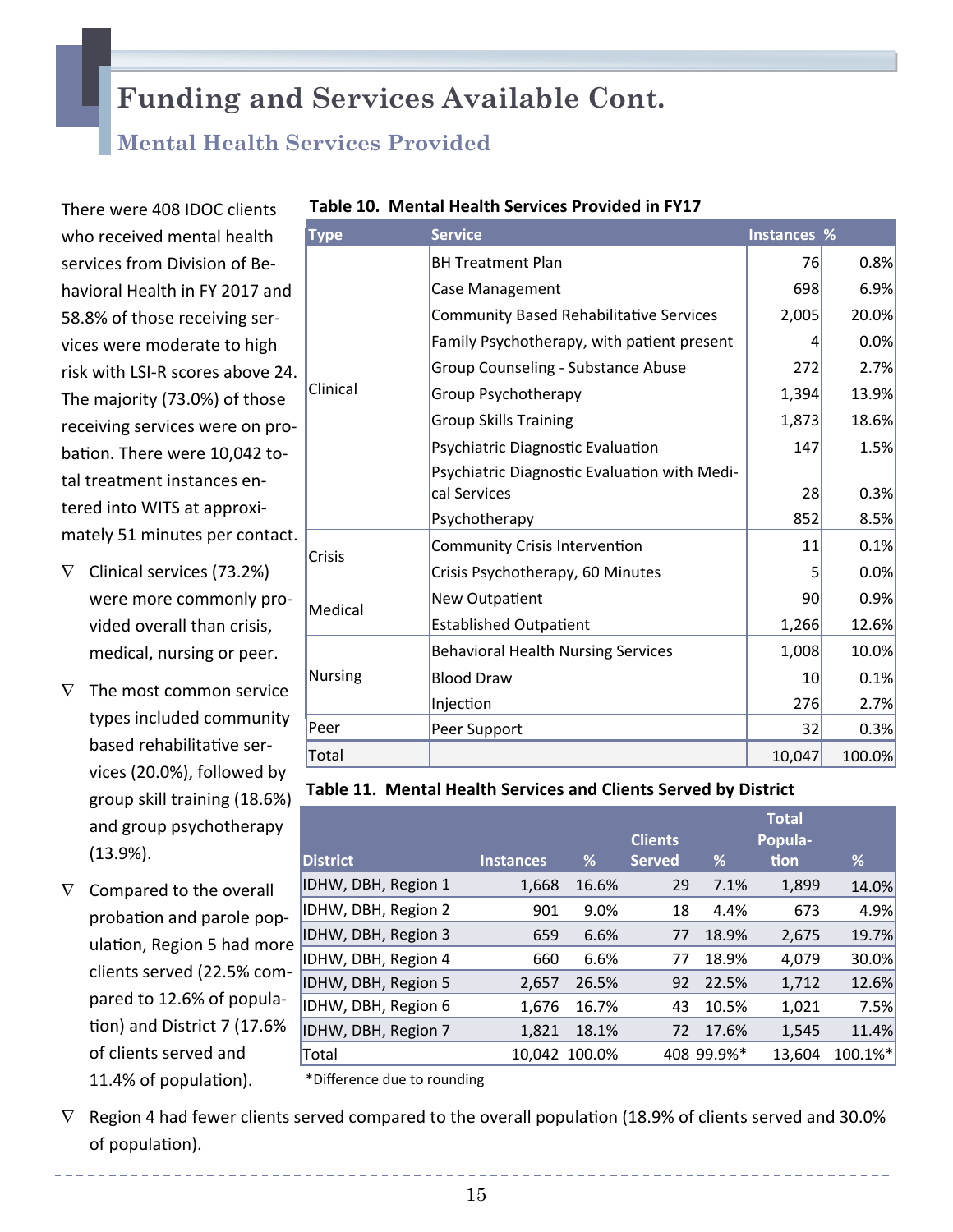# Funding and Services Available Cont.

## Mental Health Services Provided

There were 408 IDOC clients who received mental health services from Division of Behavioral Health in FY 2017 and 58.8% of those receiving services were moderate to high risk with LSI-R scores above 24. The majority (73.0%) of those receiving services were on probation. There were 10,042 total treatment instances entered into WITS at approximately 51 minutes per contact.

- Clinical services (73.2%) were more commonly provided overall than crisis, medical, nursing or peer.
- The most common service types included community based rehabilitative services (20.0%), followed by group skill training (18.6%) and group psychotherapy (13.9%).
- Compared to the overall probation and parole population, Region 5 had more clients served (22.5% compared to 12.6% of population) and District 7 (17.6% of clients served and 11.4% of population).
- Region 4 had fewer clients served compared to the overall population (18.9% of clients served and 30.0% of population).

**Table 10. Mental Health Services Provided in FY17**

| Type | Service | Instances | % |
|---|---|---|---|
| Clinical | BH Treatment Plan | 76 | 0.8% |
| | Case Management | 698 | 6.9% |
| | Community Based Rehabilitative Services | 2,005 | 20.0% |
| | Family Psychotherapy, with patient present | 4 | 0.0% |
| | Group Counseling - Substance Abuse | 272 | 2.7% |
| | Group Psychotherapy | 1,394 | 13.9% |
| | Group Skills Training | 1,873 | 18.6% |
| | Psychiatric Diagnostic Evaluation | 147 | 1.5% |
| | Psychiatric Diagnostic Evaluation with Medical Services | 28 | 0.3% |
| | Psychotherapy | 852 | 8.5% |
| Crisis | Community Crisis Intervention | 11 | 0.1% |
| | Crisis Psychotherapy, 60 Minutes | 5 | 0.0% |
| Medical | New Outpatient | 90 | 0.9% |
| | Established Outpatient | 1,266 | 12.6% |
| Nursing | Behavioral Health Nursing Services | 1,008 | 10.0% |
| | Blood Draw | 10 | 0.1% |
| | Injection | 276 | 2.7% |
| Peer | Peer Support | 32 | 0.3% |
| Total | | 10,047 | 100.0% |

**Table 11. Mental Health Services and Clients Served by District**

| District | Instances | % | Clients Served | % | Total Population | % |
|---|---|---|---|---|---|---|
| IDHW, DBH, Region 1 | 1,668 | 16.6% | 29 | 7.1% | 1,899 | 14.0% |
| IDHW, DBH, Region 2 | 901 | 9.0% | 18 | 4.4% | 673 | 4.9% |
| IDHW, DBH, Region 3 | 659 | 6.6% | 77 | 18.9% | 2,675 | 19.7% |
| IDHW, DBH, Region 4 | 660 | 6.6% | 77 | 18.9% | 4,079 | 30.0% |
| IDHW, DBH, Region 5 | 2,657 | 26.5% | 92 | 22.5% | 1,712 | 12.6% |
| IDHW, DBH, Region 6 | 1,676 | 16.7% | 43 | 10.5% | 1,021 | 7.5% |
| IDHW, DBH, Region 7 | 1,821 | 18.1% | 72 | 17.6% | 1,545 | 11.4% |
| Total | 10,042 | 100.0% | 408 | 99.9%* | 13,604 | 100.1%* |

*Difference due to rounding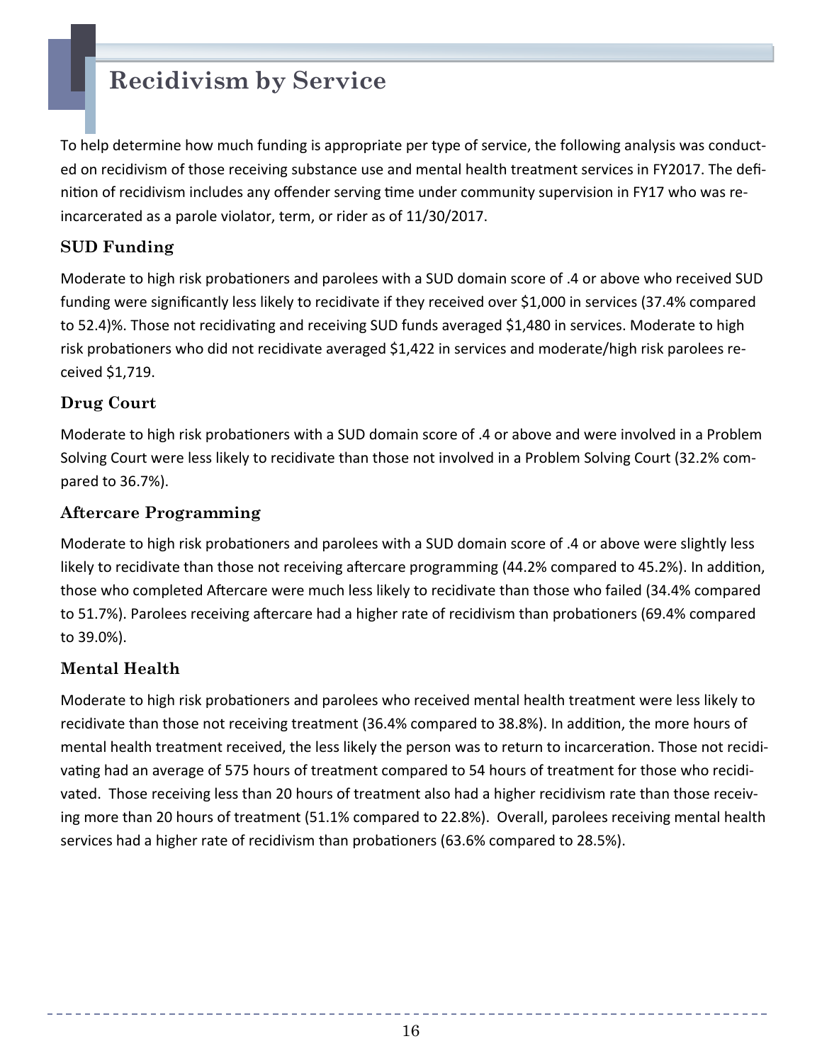# Recidivism by Service

To help determine how much funding is appropriate per type of service, the following analysis was conducted on recidivism of those receiving substance use and mental health treatment services in FY2017. The definition of recidivism includes any offender serving time under community supervision in FY17 who was re-incarcerated as a parole violator, term, or rider as of 11/30/2017.

## SUD Funding

Moderate to high risk probationers and parolees with a SUD domain score of .4 or above who received SUD funding were significantly less likely to recidivate if they received over $1,000 in services (37.4% compared to 52.4)%. Those not recidivating and receiving SUD funds averaged $1,480 in services. Moderate to high risk probationers who did not recidivate averaged $1,422 in services and moderate/high risk parolees received $1,719.

## Drug Court

Moderate to high risk probationers with a SUD domain score of .4 or above and were involved in a Problem Solving Court were less likely to recidivate than those not involved in a Problem Solving Court (32.2% compared to 36.7%).

## Aftercare Programming

Moderate to high risk probationers and parolees with a SUD domain score of .4 or above were slightly less likely to recidivate than those not receiving aftercare programming (44.2% compared to 45.2%). In addition, those who completed Aftercare were much less likely to recidivate than those who failed (34.4% compared to 51.7%). Parolees receiving aftercare had a higher rate of recidivism than probationers (69.4% compared to 39.0%).

## Mental Health

Moderate to high risk probationers and parolees who received mental health treatment were less likely to recidivate than those not receiving treatment (36.4% compared to 38.8%). In addition, the more hours of mental health treatment received, the less likely the person was to return to incarceration. Those not recidivating had an average of 575 hours of treatment compared to 54 hours of treatment for those who recidivated. Those receiving less than 20 hours of treatment also had a higher recidivism rate than those receiving more than 20 hours of treatment (51.1% compared to 22.8%). Overall, parolees receiving mental health services had a higher rate of recidivism than probationers (63.6% compared to 28.5%).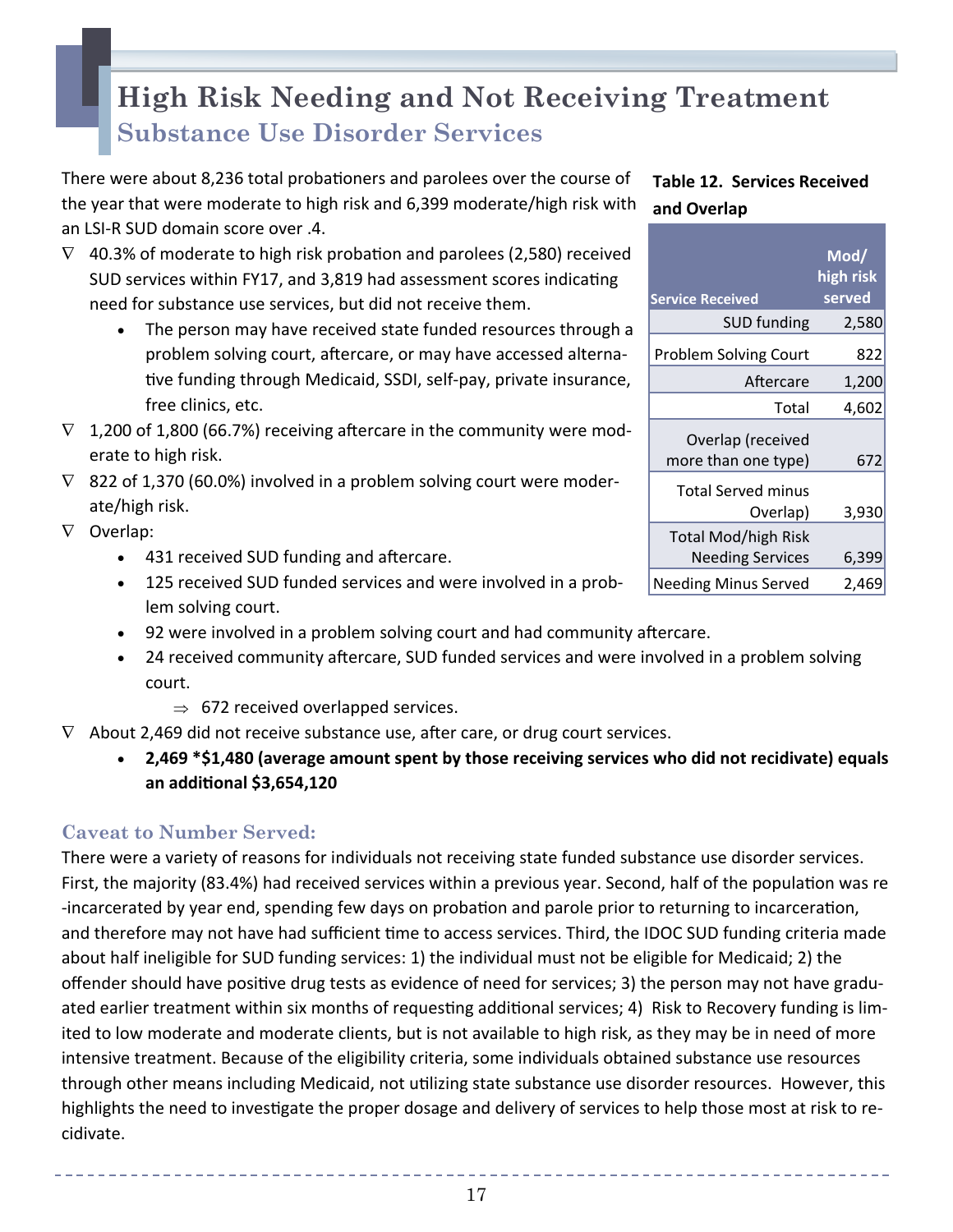# High Risk Needing and Not Receiving Treatment

## Substance Use Disorder Services

There were about 8,236 total probationers and parolees over the course of the year that were moderate to high risk and 6,399 moderate/high risk with an LSI-R SUD domain score over .4.

- ∇ 40.3% of moderate to high risk probation and parolees (2,580) received SUD services within FY17, and 3,819 had assessment scores indicating need for substance use services, but did not receive them.
  - The person may have received state funded resources through a problem solving court, aftercare, or may have accessed alternative funding through Medicaid, SSDI, self-pay, private insurance, free clinics, etc.
- ∇ 1,200 of 1,800 (66.7%) receiving aftercare in the community were moderate to high risk.
- ∇ 822 of 1,370 (60.0%) involved in a problem solving court were moderate/high risk.
- ∇ Overlap:
  - 431 received SUD funding and aftercare.
  - 125 received SUD funded services and were involved in a problem solving court.
  - 92 were involved in a problem solving court and had community aftercare.
  - 24 received community aftercare, SUD funded services and were involved in a problem solving court.
    - ⇒ 672 received overlapped services.
- ∇ About 2,469 did not receive substance use, after care, or drug court services.
  - **2,469 *$1,480 (average amount spent by those receiving services who did not recidivate) equals an additional $3,654,120**

**Table 12. Services Received and Overlap**

| Service Received | Mod/ high risk served |
|---|---|
| SUD funding | 2,580 |
| Problem Solving Court | 822 |
| Aftercare | 1,200 |
| Total | 4,602 |
| Overlap (received more than one type) | 672 |
| Total Served minus Overlap) | 3,930 |
| Total Mod/high Risk Needing Services | 6,399 |
| Needing Minus Served | 2,469 |

### Caveat to Number Served:

There were a variety of reasons for individuals not receiving state funded substance use disorder services. First, the majority (83.4%) had received services within a previous year. Second, half of the population was re-incarcerated by year end, spending few days on probation and parole prior to returning to incarceration, and therefore may not have had sufficient time to access services. Third, the IDOC SUD funding criteria made about half ineligible for SUD funding services: 1) the individual must not be eligible for Medicaid; 2) the offender should have positive drug tests as evidence of need for services; 3) the person may not have graduated earlier treatment within six months of requesting additional services; 4) Risk to Recovery funding is limited to low moderate and moderate clients, but is not available to high risk, as they may be in need of more intensive treatment. Because of the eligibility criteria, some individuals obtained substance use resources through other means including Medicaid, not utilizing state substance use disorder resources. However, this highlights the need to investigate the proper dosage and delivery of services to help those most at risk to recidivate.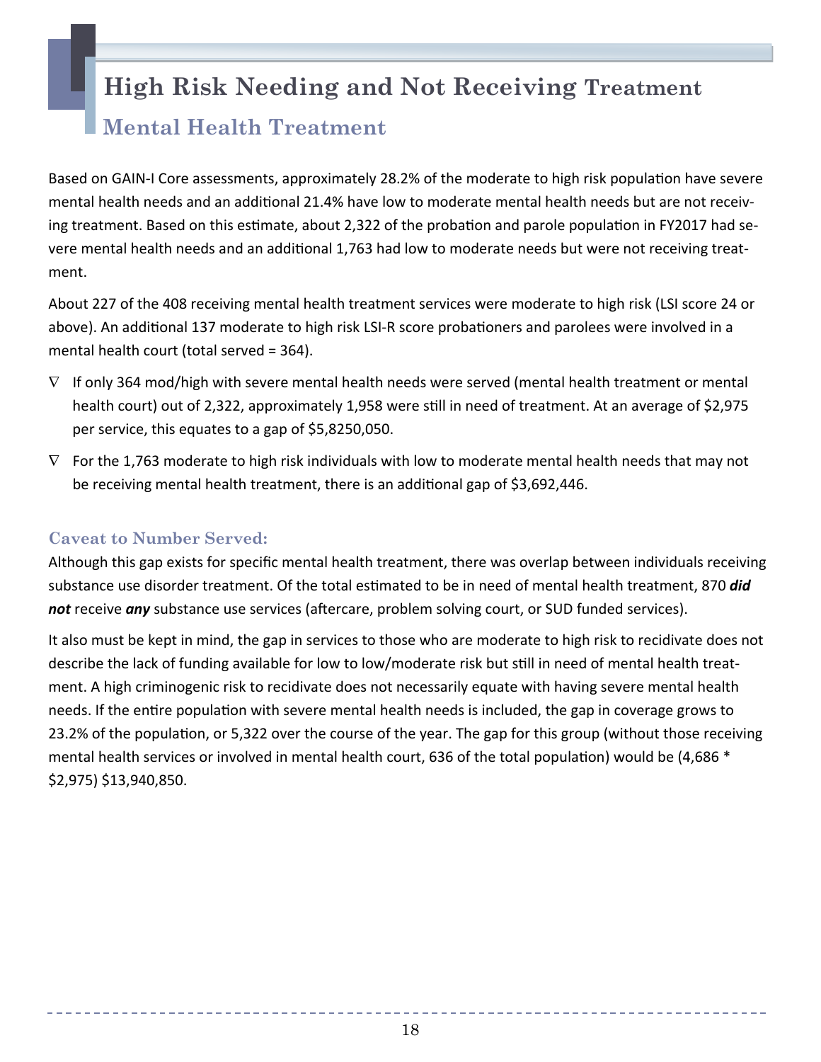# High Risk Needing and Not Receiving Treatment

## Mental Health Treatment

Based on GAIN-I Core assessments, approximately 28.2% of the moderate to high risk population have severe mental health needs and an additional 21.4% have low to moderate mental health needs but are not receiving treatment. Based on this estimate, about 2,322 of the probation and parole population in FY2017 had severe mental health needs and an additional 1,763 had low to moderate needs but were not receiving treatment.

About 227 of the 408 receiving mental health treatment services were moderate to high risk (LSI score 24 or above). An additional 137 moderate to high risk LSI-R score probationers and parolees were involved in a mental health court (total served = 364).

- ∇ If only 364 mod/high with severe mental health needs were served (mental health treatment or mental health court) out of 2,322, approximately 1,958 were still in need of treatment. At an average of $2,975 per service, this equates to a gap of $5,8250,050.
- ∇ For the 1,763 moderate to high risk individuals with low to moderate mental health needs that may not be receiving mental health treatment, there is an additional gap of $3,692,446.

### Caveat to Number Served:

Although this gap exists for specific mental health treatment, there was overlap between individuals receiving substance use disorder treatment. Of the total estimated to be in need of mental health treatment, 870 ***did not*** receive ***any*** substance use services (aftercare, problem solving court, or SUD funded services).

It also must be kept in mind, the gap in services to those who are moderate to high risk to recidivate does not describe the lack of funding available for low to low/moderate risk but still in need of mental health treatment. A high criminogenic risk to recidivate does not necessarily equate with having severe mental health needs. If the entire population with severe mental health needs is included, the gap in coverage grows to 23.2% of the population, or 5,322 over the course of the year. The gap for this group (without those receiving mental health services or involved in mental health court, 636 of the total population) would be (4,686 * $2,975) $13,940,850.